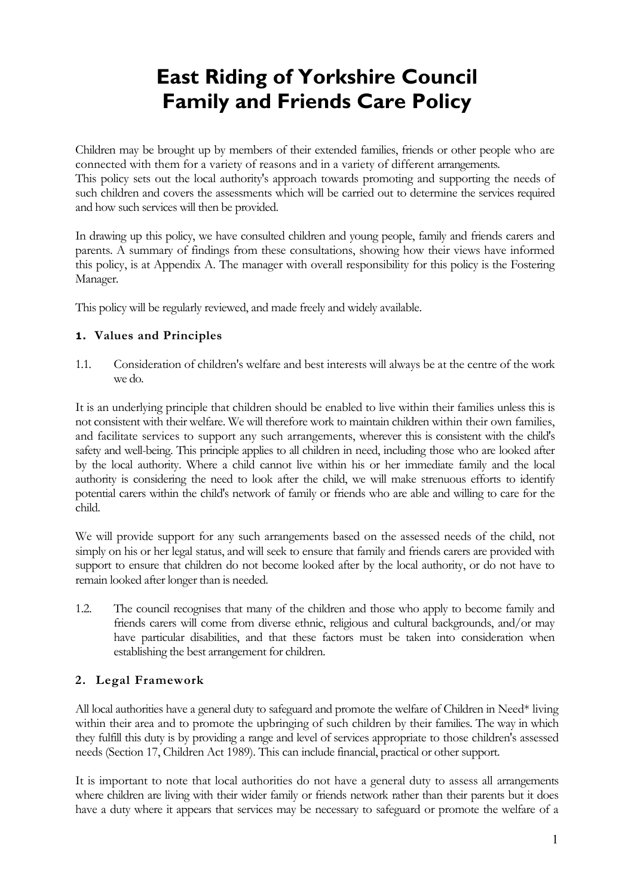# East Riding of Yorkshire Council
# Family and Friends Care Policy

Children may be brought up by members of their extended families, friends or other people who are connected with them for a variety of reasons and in a variety of different arrangements.
This policy sets out the local authority's approach towards promoting and supporting the needs of such children and covers the assessments which will be carried out to determine the services required and how such services will then be provided.

In drawing up this policy, we have consulted children and young people, family and friends carers and parents. A summary of findings from these consultations, showing how their views have informed this policy, is at Appendix A. The manager with overall responsibility for this policy is the Fostering Manager.

This policy will be regularly reviewed, and made freely and widely available.

## 1. Values and Principles

1.1. Consideration of children's welfare and best interests will always be at the centre of the work we do.

It is an underlying principle that children should be enabled to live within their families unless this is not consistent with their welfare. We will therefore work to maintain children within their own families, and facilitate services to support any such arrangements, wherever this is consistent with the child's safety and well-being. This principle applies to all children in need, including those who are looked after by the local authority. Where a child cannot live within his or her immediate family and the local authority is considering the need to look after the child, we will make strenuous efforts to identify potential carers within the child's network of family or friends who are able and willing to care for the child.

We will provide support for any such arrangements based on the assessed needs of the child, not simply on his or her legal status, and will seek to ensure that family and friends carers are provided with support to ensure that children do not become looked after by the local authority, or do not have to remain looked after longer than is needed.

1.2. The council recognises that many of the children and those who apply to become family and friends carers will come from diverse ethnic, religious and cultural backgrounds, and/or may have particular disabilities, and that these factors must be taken into consideration when establishing the best arrangement for children.

## 2. Legal Framework

All local authorities have a general duty to safeguard and promote the welfare of Children in Need* living within their area and to promote the upbringing of such children by their families. The way in which they fulfill this duty is by providing a range and level of services appropriate to those children's assessed needs (Section 17, Children Act 1989). This can include financial, practical or other support.

It is important to note that local authorities do not have a general duty to assess all arrangements where children are living with their wider family or friends network rather than their parents but it does have a duty where it appears that services may be necessary to safeguard or promote the welfare of a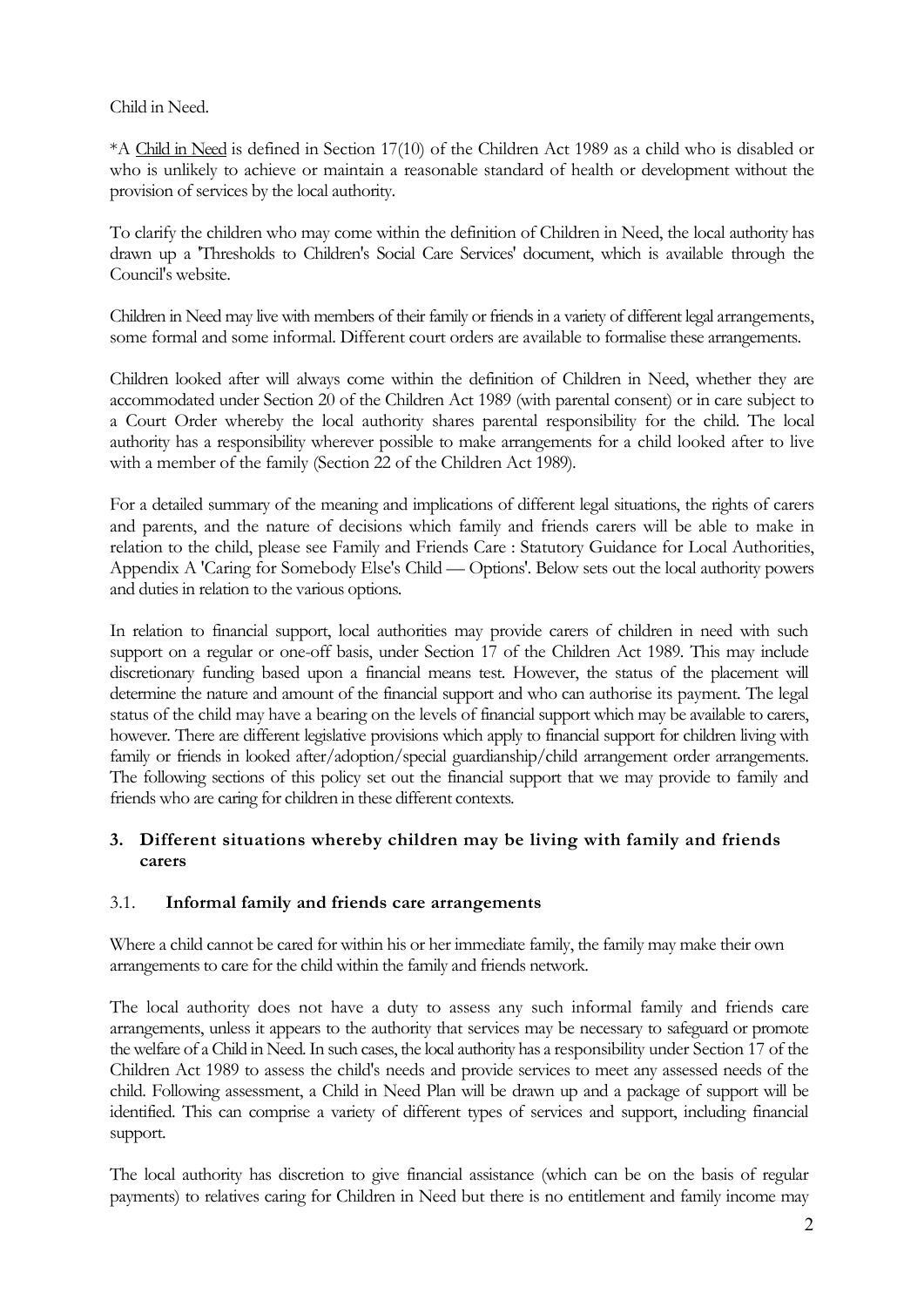Child in Need.

*A Child in Need is defined in Section 17(10) of the Children Act 1989 as a child who is disabled or who is unlikely to achieve or maintain a reasonable standard of health or development without the provision of services by the local authority.

To clarify the children who may come within the definition of Children in Need, the local authority has drawn up a 'Thresholds to Children's Social Care Services' document, which is available through the Council's website.

Children in Need may live with members of their family or friends in a variety of different legal arrangements, some formal and some informal. Different court orders are available to formalise these arrangements.

Children looked after will always come within the definition of Children in Need, whether they are accommodated under Section 20 of the Children Act 1989 (with parental consent) or in care subject to a Court Order whereby the local authority shares parental responsibility for the child. The local authority has a responsibility wherever possible to make arrangements for a child looked after to live with a member of the family (Section 22 of the Children Act 1989).

For a detailed summary of the meaning and implications of different legal situations, the rights of carers and parents, and the nature of decisions which family and friends carers will be able to make in relation to the child, please see Family and Friends Care : Statutory Guidance for Local Authorities, Appendix A 'Caring for Somebody Else's Child — Options'. Below sets out the local authority powers and duties in relation to the various options.

In relation to financial support, local authorities may provide carers of children in need with such support on a regular or one-off basis, under Section 17 of the Children Act 1989. This may include discretionary funding based upon a financial means test. However, the status of the placement will determine the nature and amount of the financial support and who can authorise its payment. The legal status of the child may have a bearing on the levels of financial support which may be available to carers, however. There are different legislative provisions which apply to financial support for children living with family or friends in looked after/adoption/special guardianship/child arrangement order arrangements. The following sections of this policy set out the financial support that we may provide to family and friends who are caring for children in these different contexts.

## 3. Different situations whereby children may be living with family and friends carers

### 3.1. Informal family and friends care arrangements

Where a child cannot be cared for within his or her immediate family, the family may make their own arrangements to care for the child within the family and friends network.

The local authority does not have a duty to assess any such informal family and friends care arrangements, unless it appears to the authority that services may be necessary to safeguard or promote the welfare of a Child in Need. In such cases, the local authority has a responsibility under Section 17 of the Children Act 1989 to assess the child's needs and provide services to meet any assessed needs of the child. Following assessment, a Child in Need Plan will be drawn up and a package of support will be identified. This can comprise a variety of different types of services and support, including financial support.

The local authority has discretion to give financial assistance (which can be on the basis of regular payments) to relatives caring for Children in Need but there is no entitlement and family income may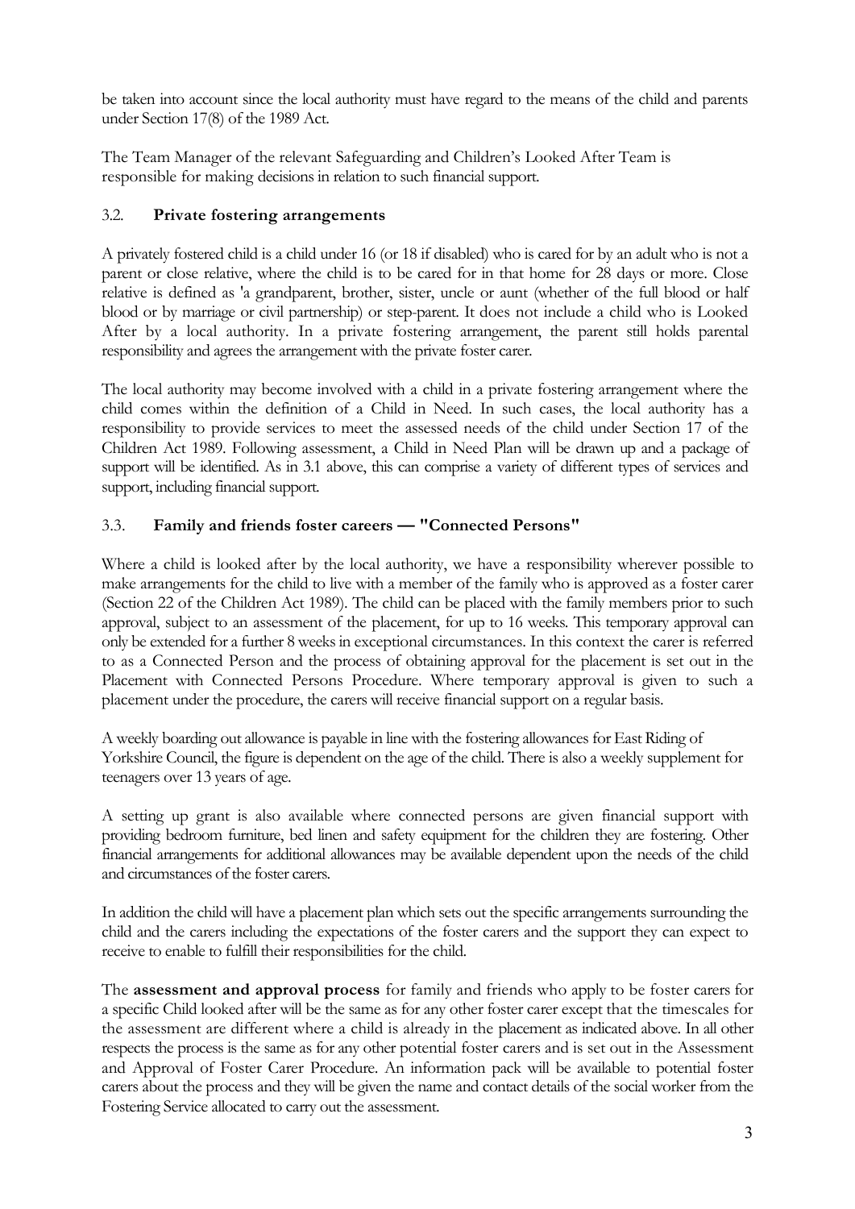be taken into account since the local authority must have regard to the means of the child and parents under Section 17(8) of the 1989 Act.

The Team Manager of the relevant Safeguarding and Children's Looked After Team is responsible for making decisions in relation to such financial support.

### 3.2. **Private fostering arrangements**

A privately fostered child is a child under 16 (or 18 if disabled) who is cared for by an adult who is not a parent or close relative, where the child is to be cared for in that home for 28 days or more. Close relative is defined as 'a grandparent, brother, sister, uncle or aunt (whether of the full blood or half blood or by marriage or civil partnership) or step-parent. It does not include a child who is Looked After by a local authority. In a private fostering arrangement, the parent still holds parental responsibility and agrees the arrangement with the private foster carer.

The local authority may become involved with a child in a private fostering arrangement where the child comes within the definition of a Child in Need. In such cases, the local authority has a responsibility to provide services to meet the assessed needs of the child under Section 17 of the Children Act 1989. Following assessment, a Child in Need Plan will be drawn up and a package of support will be identified. As in 3.1 above, this can comprise a variety of different types of services and support, including financial support.

### 3.3. **Family and friends foster careers — "Connected Persons"**

Where a child is looked after by the local authority, we have a responsibility wherever possible to make arrangements for the child to live with a member of the family who is approved as a foster carer (Section 22 of the Children Act 1989). The child can be placed with the family members prior to such approval, subject to an assessment of the placement, for up to 16 weeks. This temporary approval can only be extended for a further 8 weeks in exceptional circumstances. In this context the carer is referred to as a Connected Person and the process of obtaining approval for the placement is set out in the Placement with Connected Persons Procedure. Where temporary approval is given to such a placement under the procedure, the carers will receive financial support on a regular basis.

A weekly boarding out allowance is payable in line with the fostering allowances for East Riding of Yorkshire Council, the figure is dependent on the age of the child. There is also a weekly supplement for teenagers over 13 years of age.

A setting up grant is also available where connected persons are given financial support with providing bedroom furniture, bed linen and safety equipment for the children they are fostering. Other financial arrangements for additional allowances may be available dependent upon the needs of the child and circumstances of the foster carers.

In addition the child will have a placement plan which sets out the specific arrangements surrounding the child and the carers including the expectations of the foster carers and the support they can expect to receive to enable to fulfill their responsibilities for the child.

The **assessment and approval process** for family and friends who apply to be foster carers for a specific Child looked after will be the same as for any other foster carer except that the timescales for the assessment are different where a child is already in the placement as indicated above. In all other respects the process is the same as for any other potential foster carers and is set out in the Assessment and Approval of Foster Carer Procedure. An information pack will be available to potential foster carers about the process and they will be given the name and contact details of the social worker from the Fostering Service allocated to carry out the assessment.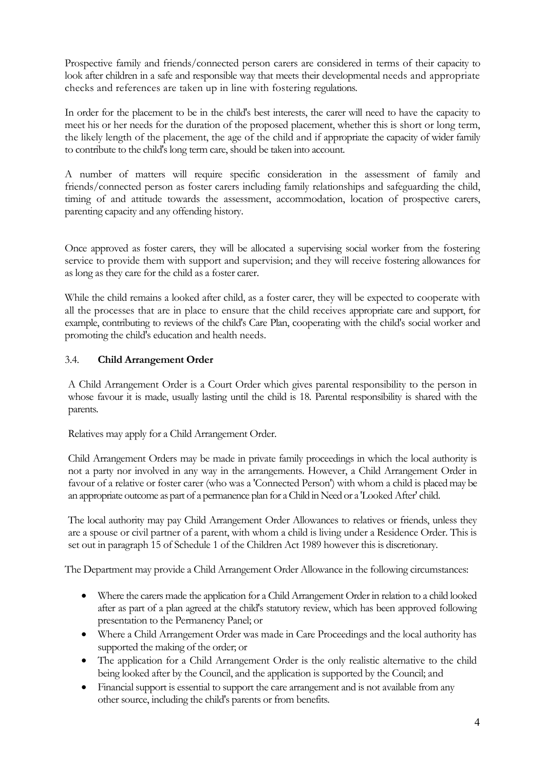Prospective family and friends/connected person carers are considered in terms of their capacity to look after children in a safe and responsible way that meets their developmental needs and appropriate checks and references are taken up in line with fostering regulations.

In order for the placement to be in the child's best interests, the carer will need to have the capacity to meet his or her needs for the duration of the proposed placement, whether this is short or long term, the likely length of the placement, the age of the child and if appropriate the capacity of wider family to contribute to the child's long term care, should be taken into account.

A number of matters will require specific consideration in the assessment of family and friends/connected person as foster carers including family relationships and safeguarding the child, timing of and attitude towards the assessment, accommodation, location of prospective carers, parenting capacity and any offending history.

Once approved as foster carers, they will be allocated a supervising social worker from the fostering service to provide them with support and supervision; and they will receive fostering allowances for as long as they care for the child as a foster carer.

While the child remains a looked after child, as a foster carer, they will be expected to cooperate with all the processes that are in place to ensure that the child receives appropriate care and support, for example, contributing to reviews of the child's Care Plan, cooperating with the child's social worker and promoting the child's education and health needs.

### 3.4. **Child Arrangement Order**

A Child Arrangement Order is a Court Order which gives parental responsibility to the person in whose favour it is made, usually lasting until the child is 18. Parental responsibility is shared with the parents.

Relatives may apply for a Child Arrangement Order.

Child Arrangement Orders may be made in private family proceedings in which the local authority is not a party nor involved in any way in the arrangements. However, a Child Arrangement Order in favour of a relative or foster carer (who was a 'Connected Person') with whom a child is placed may be an appropriate outcome as part of a permanence plan for a Child in Need or a 'Looked After' child.

The local authority may pay Child Arrangement Order Allowances to relatives or friends, unless they are a spouse or civil partner of a parent, with whom a child is living under a Residence Order. This is set out in paragraph 15 of Schedule 1 of the Children Act 1989 however this is discretionary.

The Department may provide a Child Arrangement Order Allowance in the following circumstances:

- Where the carers made the application for a Child Arrangement Order in relation to a child looked after as part of a plan agreed at the child's statutory review, which has been approved following presentation to the Permanency Panel; or
- Where a Child Arrangement Order was made in Care Proceedings and the local authority has supported the making of the order; or
- The application for a Child Arrangement Order is the only realistic alternative to the child being looked after by the Council, and the application is supported by the Council; and
- Financial support is essential to support the care arrangement and is not available from any other source, including the child's parents or from benefits.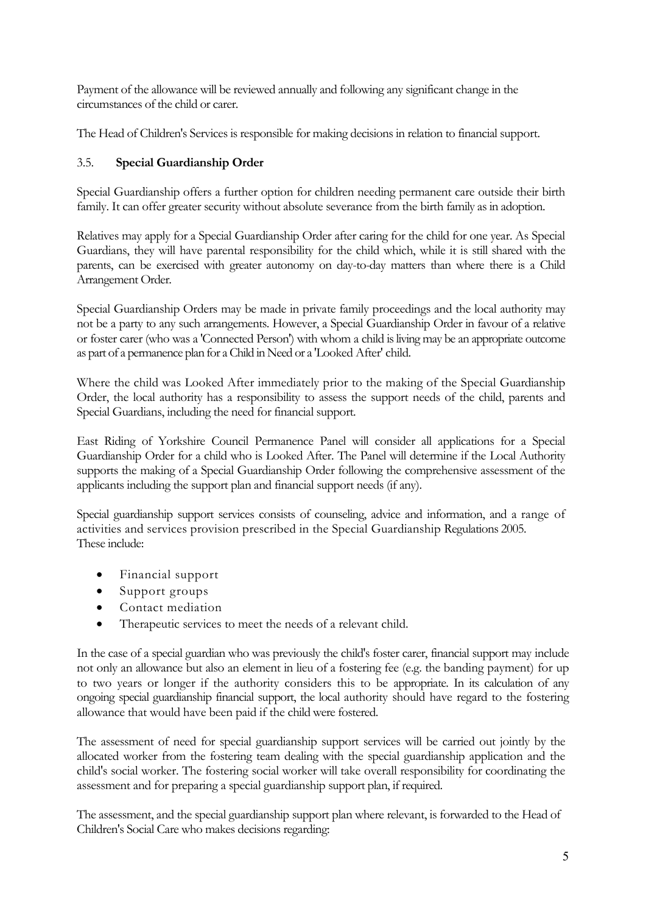Payment of the allowance will be reviewed annually and following any significant change in the circumstances of the child or carer.

The Head of Children's Services is responsible for making decisions in relation to financial support.

### 3.5. **Special Guardianship Order**

Special Guardianship offers a further option for children needing permanent care outside their birth family. It can offer greater security without absolute severance from the birth family as in adoption.

Relatives may apply for a Special Guardianship Order after caring for the child for one year. As Special Guardians, they will have parental responsibility for the child which, while it is still shared with the parents, can be exercised with greater autonomy on day-to-day matters than where there is a Child Arrangement Order.

Special Guardianship Orders may be made in private family proceedings and the local authority may not be a party to any such arrangements. However, a Special Guardianship Order in favour of a relative or foster carer (who was a 'Connected Person') with whom a child is living may be an appropriate outcome as part of a permanence plan for a Child in Need or a 'Looked After' child.

Where the child was Looked After immediately prior to the making of the Special Guardianship Order, the local authority has a responsibility to assess the support needs of the child, parents and Special Guardians, including the need for financial support.

East Riding of Yorkshire Council Permanence Panel will consider all applications for a Special Guardianship Order for a child who is Looked After. The Panel will determine if the Local Authority supports the making of a Special Guardianship Order following the comprehensive assessment of the applicants including the support plan and financial support needs (if any).

Special guardianship support services consists of counseling, advice and information, and a range of activities and services provision prescribed in the Special Guardianship Regulations 2005. These include:

- Financial support
- Support groups
- Contact mediation
- Therapeutic services to meet the needs of a relevant child.

In the case of a special guardian who was previously the child's foster carer, financial support may include not only an allowance but also an element in lieu of a fostering fee (e.g. the banding payment) for up to two years or longer if the authority considers this to be appropriate. In its calculation of any ongoing special guardianship financial support, the local authority should have regard to the fostering allowance that would have been paid if the child were fostered.

The assessment of need for special guardianship support services will be carried out jointly by the allocated worker from the fostering team dealing with the special guardianship application and the child's social worker. The fostering social worker will take overall responsibility for coordinating the assessment and for preparing a special guardianship support plan, if required.

The assessment, and the special guardianship support plan where relevant, is forwarded to the Head of Children's Social Care who makes decisions regarding: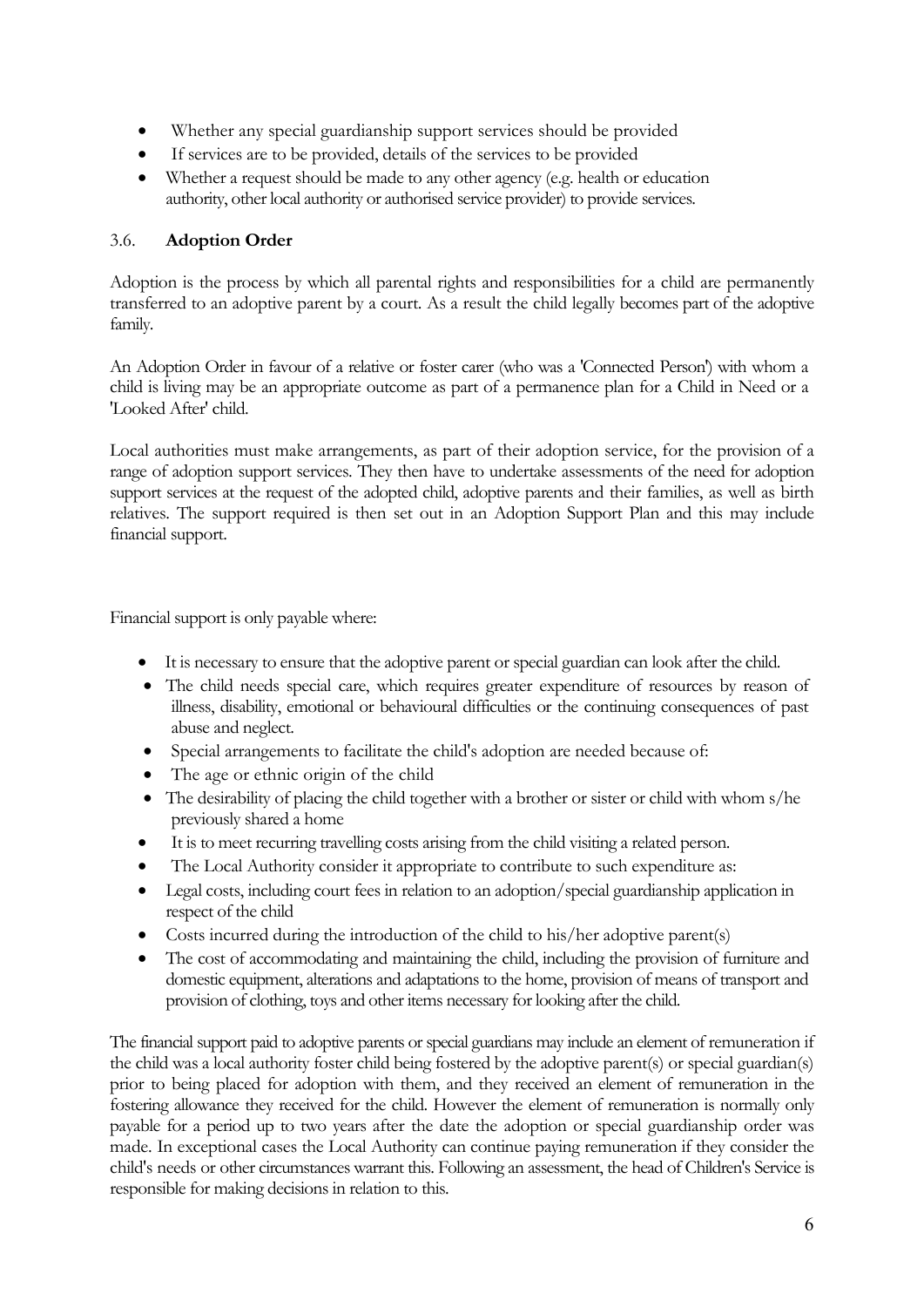- Whether any special guardianship support services should be provided
- If services are to be provided, details of the services to be provided
- Whether a request should be made to any other agency (e.g. health or education authority, other local authority or authorised service provider) to provide services.

### 3.6. **Adoption Order**

Adoption is the process by which all parental rights and responsibilities for a child are permanently transferred to an adoptive parent by a court. As a result the child legally becomes part of the adoptive family.

An Adoption Order in favour of a relative or foster carer (who was a 'Connected Person') with whom a child is living may be an appropriate outcome as part of a permanence plan for a Child in Need or a 'Looked After' child.

Local authorities must make arrangements, as part of their adoption service, for the provision of a range of adoption support services. They then have to undertake assessments of the need for adoption support services at the request of the adopted child, adoptive parents and their families, as well as birth relatives. The support required is then set out in an Adoption Support Plan and this may include financial support.

Financial support is only payable where:

- It is necessary to ensure that the adoptive parent or special guardian can look after the child.
- The child needs special care, which requires greater expenditure of resources by reason of illness, disability, emotional or behavioural difficulties or the continuing consequences of past abuse and neglect.
- Special arrangements to facilitate the child's adoption are needed because of:
- The age or ethnic origin of the child
- The desirability of placing the child together with a brother or sister or child with whom s/he previously shared a home
- It is to meet recurring travelling costs arising from the child visiting a related person.
- The Local Authority consider it appropriate to contribute to such expenditure as:
- Legal costs, including court fees in relation to an adoption/special guardianship application in respect of the child
- Costs incurred during the introduction of the child to his/her adoptive parent(s)
- The cost of accommodating and maintaining the child, including the provision of furniture and domestic equipment, alterations and adaptations to the home, provision of means of transport and provision of clothing, toys and other items necessary for looking after the child.

The financial support paid to adoptive parents or special guardians may include an element of remuneration if the child was a local authority foster child being fostered by the adoptive parent(s) or special guardian(s) prior to being placed for adoption with them, and they received an element of remuneration in the fostering allowance they received for the child. However the element of remuneration is normally only payable for a period up to two years after the date the adoption or special guardianship order was made. In exceptional cases the Local Authority can continue paying remuneration if they consider the child's needs or other circumstances warrant this. Following an assessment, the head of Children's Service is responsible for making decisions in relation to this.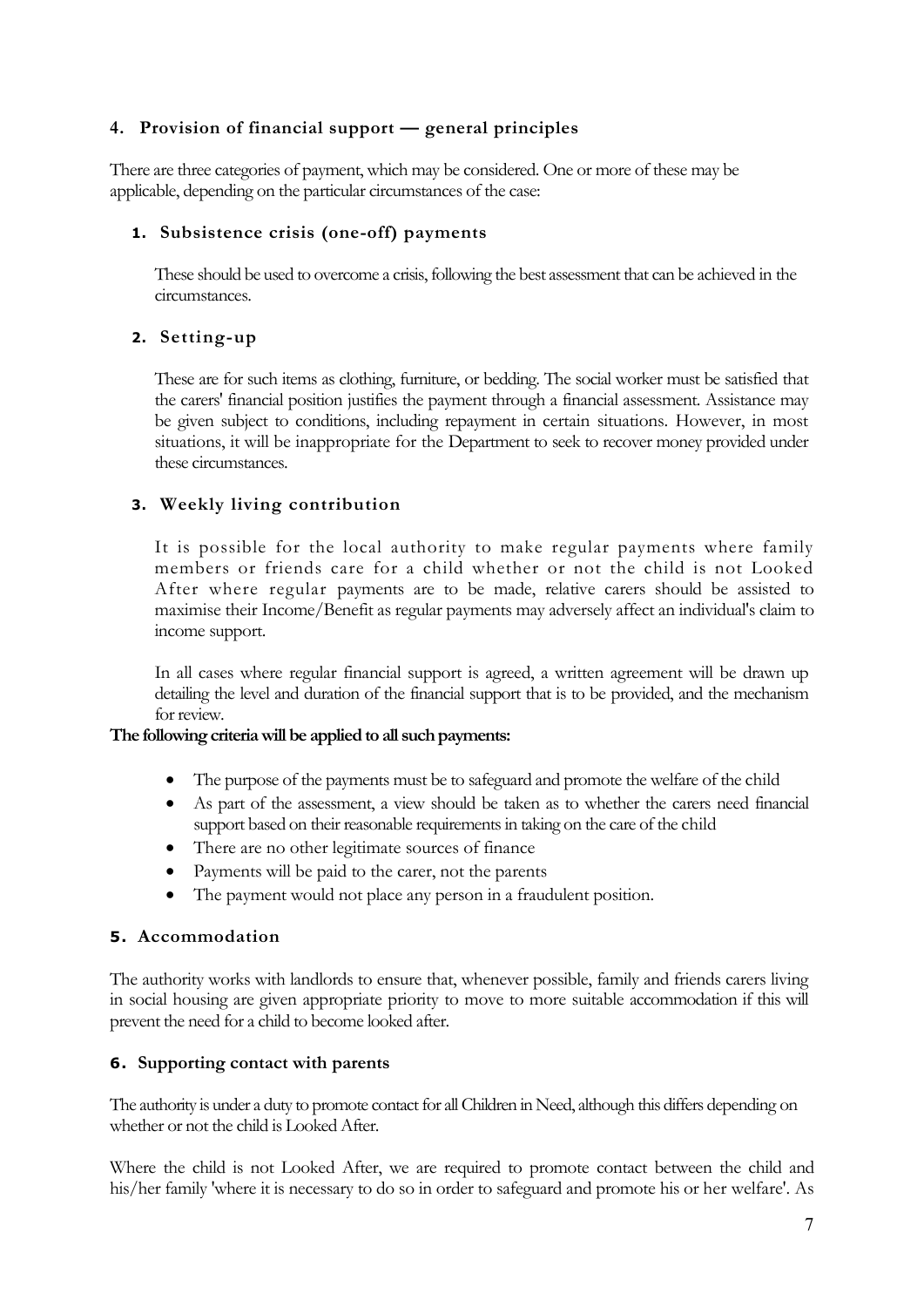## 4. Provision of financial support — general principles

There are three categories of payment, which may be considered. One or more of these may be applicable, depending on the particular circumstances of the case:

### 1. Subsistence crisis (one-off) payments

These should be used to overcome a crisis, following the best assessment that can be achieved in the circumstances.

### 2. Setting-up

These are for such items as clothing, furniture, or bedding. The social worker must be satisfied that the carers' financial position justifies the payment through a financial assessment. Assistance may be given subject to conditions, including repayment in certain situations. However, in most situations, it will be inappropriate for the Department to seek to recover money provided under these circumstances.

### 3. Weekly living contribution

It is possible for the local authority to make regular payments where family members or friends care for a child whether or not the child is not Looked After where regular payments are to be made, relative carers should be assisted to maximise their Income/Benefit as regular payments may adversely affect an individual's claim to income support.

In all cases where regular financial support is agreed, a written agreement will be drawn up detailing the level and duration of the financial support that is to be provided, and the mechanism for review.

**The following criteria will be applied to all such payments:**

- The purpose of the payments must be to safeguard and promote the welfare of the child
- As part of the assessment, a view should be taken as to whether the carers need financial support based on their reasonable requirements in taking on the care of the child
- There are no other legitimate sources of finance
- Payments will be paid to the carer, not the parents
- The payment would not place any person in a fraudulent position.

## 5. Accommodation

The authority works with landlords to ensure that, whenever possible, family and friends carers living in social housing are given appropriate priority to move to more suitable accommodation if this will prevent the need for a child to become looked after.

## 6. Supporting contact with parents

The authority is under a duty to promote contact for all Children in Need, although this differs depending on whether or not the child is Looked After.

Where the child is not Looked After, we are required to promote contact between the child and his/her family 'where it is necessary to do so in order to safeguard and promote his or her welfare'. As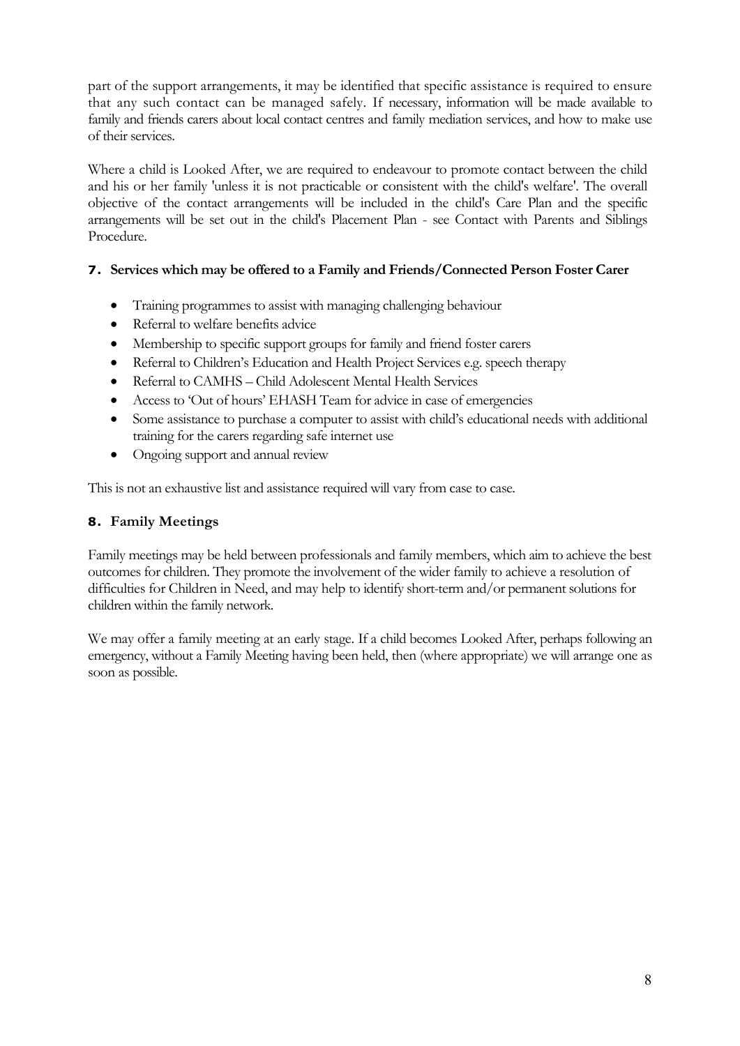part of the support arrangements, it may be identified that specific assistance is required to ensure that any such contact can be managed safely. If necessary, information will be made available to family and friends carers about local contact centres and family mediation services, and how to make use of their services.

Where a child is Looked After, we are required to endeavour to promote contact between the child and his or her family 'unless it is not practicable or consistent with the child's welfare'. The overall objective of the contact arrangements will be included in the child's Care Plan and the specific arrangements will be set out in the child's Placement Plan - see Contact with Parents and Siblings Procedure.

## 7. Services which may be offered to a Family and Friends/Connected Person Foster Carer

- Training programmes to assist with managing challenging behaviour
- Referral to welfare benefits advice
- Membership to specific support groups for family and friend foster carers
- Referral to Children's Education and Health Project Services e.g. speech therapy
- Referral to CAMHS – Child Adolescent Mental Health Services
- Access to 'Out of hours' EHASH Team for advice in case of emergencies
- Some assistance to purchase a computer to assist with child's educational needs with additional training for the carers regarding safe internet use
- Ongoing support and annual review

This is not an exhaustive list and assistance required will vary from case to case.

## 8. Family Meetings

Family meetings may be held between professionals and family members, which aim to achieve the best outcomes for children. They promote the involvement of the wider family to achieve a resolution of difficulties for Children in Need, and may help to identify short-term and/or permanent solutions for children within the family network.

We may offer a family meeting at an early stage. If a child becomes Looked After, perhaps following an emergency, without a Family Meeting having been held, then (where appropriate) we will arrange one as soon as possible.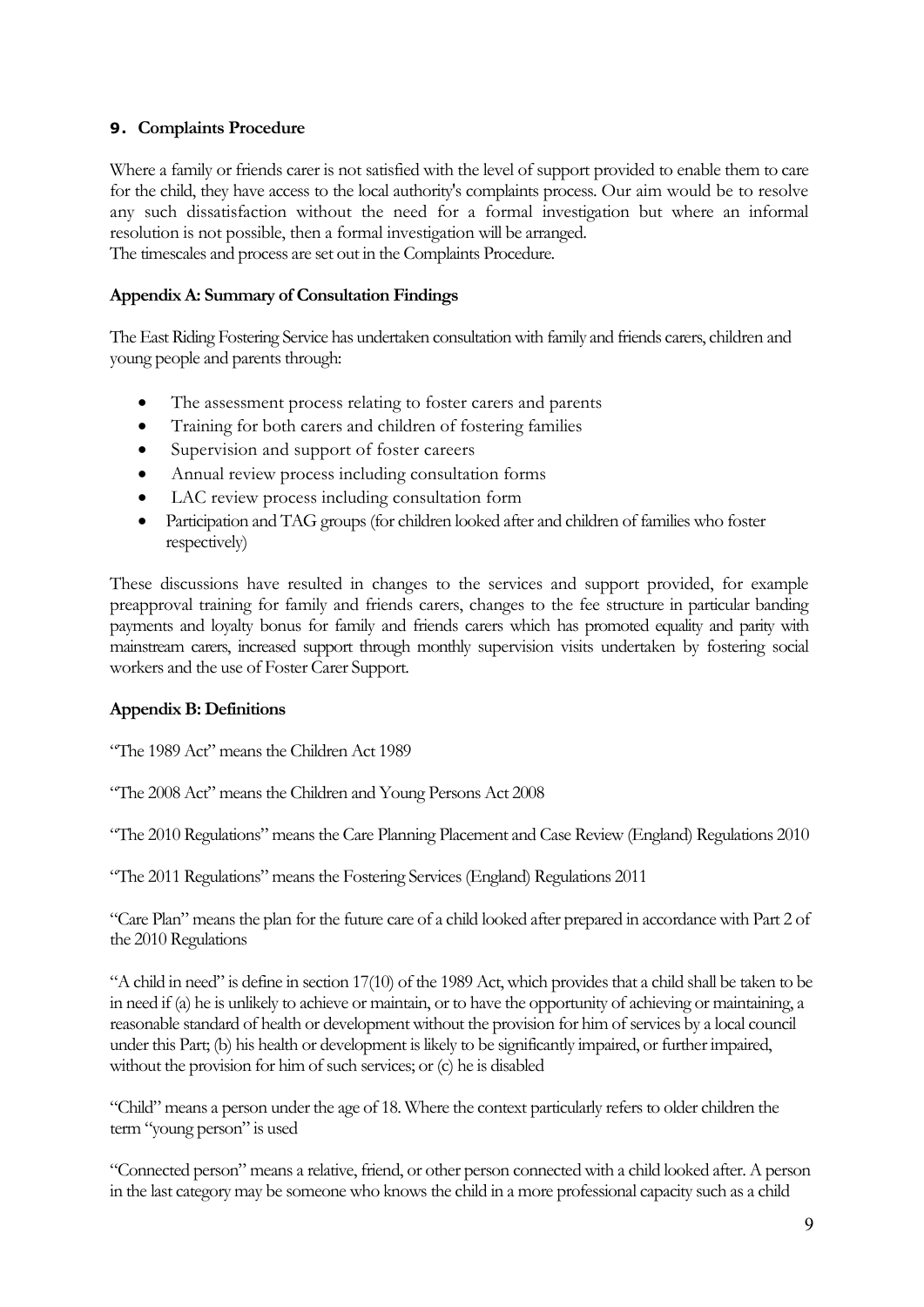## 9. Complaints Procedure

Where a family or friends carer is not satisfied with the level of support provided to enable them to care for the child, they have access to the local authority's complaints process. Our aim would be to resolve any such dissatisfaction without the need for a formal investigation but where an informal resolution is not possible, then a formal investigation will be arranged.
The timescales and process are set out in the Complaints Procedure.

## Appendix A: Summary of Consultation Findings

The East Riding Fostering Service has undertaken consultation with family and friends carers, children and young people and parents through:

- The assessment process relating to foster carers and parents
- Training for both carers and children of fostering families
- Supervision and support of foster careers
- Annual review process including consultation forms
- LAC review process including consultation form
- Participation and TAG groups (for children looked after and children of families who foster respectively)

These discussions have resulted in changes to the services and support provided, for example preapproval training for family and friends carers, changes to the fee structure in particular banding payments and loyalty bonus for family and friends carers which has promoted equality and parity with mainstream carers, increased support through monthly supervision visits undertaken by fostering social workers and the use of Foster Carer Support.

## Appendix B: Definitions

"The 1989 Act" means the Children Act 1989

"The 2008 Act" means the Children and Young Persons Act 2008

"The 2010 Regulations" means the Care Planning Placement and Case Review (England) Regulations 2010

"The 2011 Regulations" means the Fostering Services (England) Regulations 2011

"Care Plan" means the plan for the future care of a child looked after prepared in accordance with Part 2 of the 2010 Regulations

"A child in need" is define in section 17(10) of the 1989 Act, which provides that a child shall be taken to be in need if (a) he is unlikely to achieve or maintain, or to have the opportunity of achieving or maintaining, a reasonable standard of health or development without the provision for him of services by a local council under this Part; (b) his health or development is likely to be significantly impaired, or further impaired, without the provision for him of such services; or (c) he is disabled

"Child" means a person under the age of 18. Where the context particularly refers to older children the term "young person" is used

"Connected person" means a relative, friend, or other person connected with a child looked after. A person in the last category may be someone who knows the child in a more professional capacity such as a child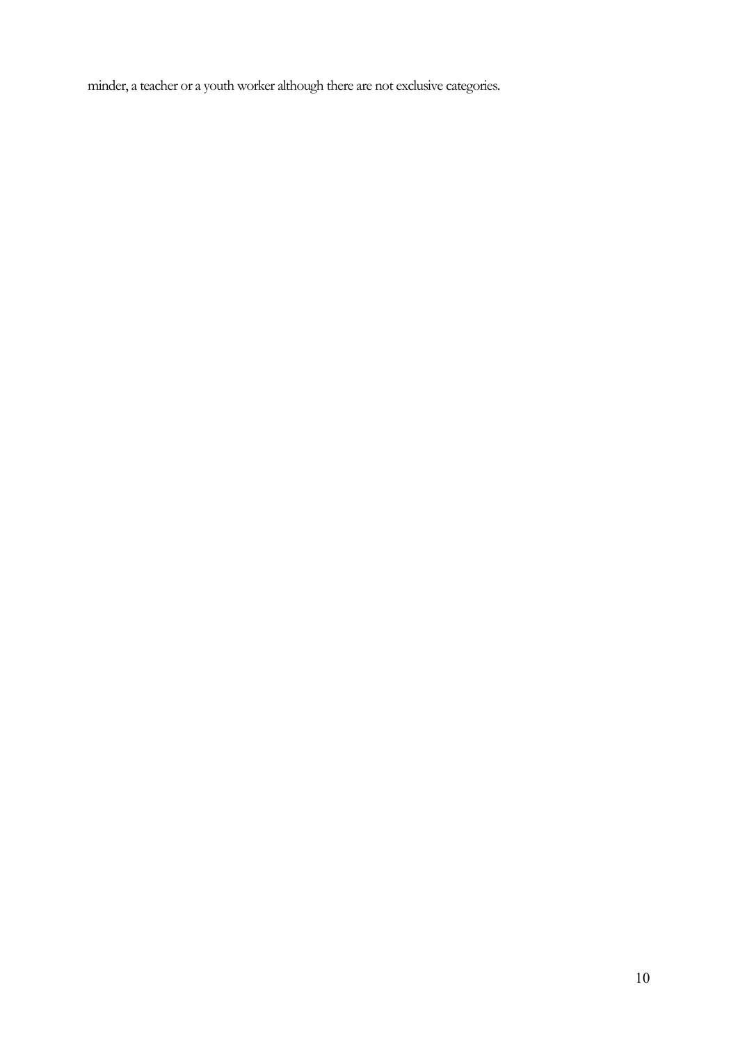minder, a teacher or a youth worker although there are not exclusive categories.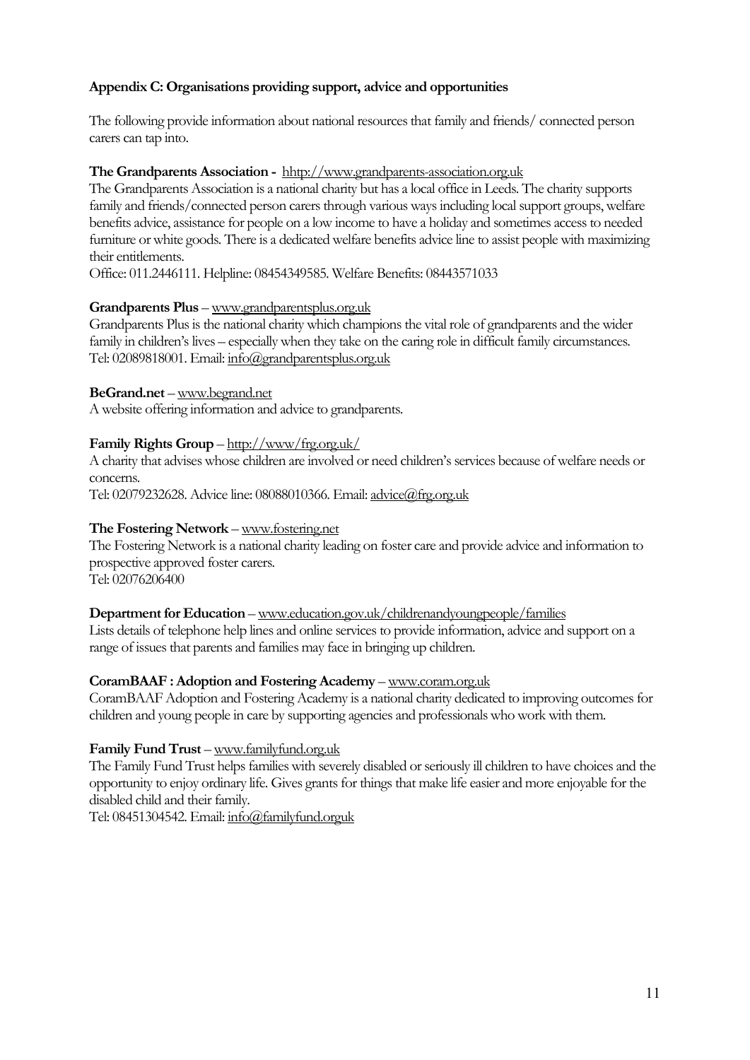**Appendix C: Organisations providing support, advice and opportunities**

The following provide information about national resources that family and friends/ connected person carers can tap into.

**The Grandparents Association -** hhttp://www.grandparents-association.org.uk

The Grandparents Association is a national charity but has a local office in Leeds. The charity supports family and friends/connected person carers through various ways including local support groups, welfare benefits advice, assistance for people on a low income to have a holiday and sometimes access to needed furniture or white goods. There is a dedicated welfare benefits advice line to assist people with maximizing their entitlements.

Office: 011.2446111. Helpline: 08454349585. Welfare Benefits: 08443571033

**Grandparents Plus** – www.grandparentsplus.org.uk

Grandparents Plus is the national charity which champions the vital role of grandparents and the wider family in children's lives – especially when they take on the caring role in difficult family circumstances.

Tel: 02089818001. Email: info@grandparentsplus.org.uk

**BeGrand.net** – www.begrand.net

A website offering information and advice to grandparents.

**Family Rights Group** – http://www/frg.org.uk/

A charity that advises whose children are involved or need children's services because of welfare needs or concerns.

Tel: 02079232628. Advice line: 08088010366. Email: advice@frg.org.uk

**The Fostering Network** – www.fostering.net

The Fostering Network is a national charity leading on foster care and provide advice and information to prospective approved foster carers.

Tel: 02076206400

**Department for Education** – www.education.gov.uk/childrenandyoungpeople/families

Lists details of telephone help lines and online services to provide information, advice and support on a range of issues that parents and families may face in bringing up children.

**CoramBAAF : Adoption and Fostering Academy** – www.coram.org.uk

CoramBAAF Adoption and Fostering Academy is a national charity dedicated to improving outcomes for children and young people in care by supporting agencies and professionals who work with them.

**Family Fund Trust** – www.familyfund.org.uk

The Family Fund Trust helps families with severely disabled or seriously ill children to have choices and the opportunity to enjoy ordinary life. Gives grants for things that make life easier and more enjoyable for the disabled child and their family.

Tel: 08451304542. Email: info@familyfund.orguk